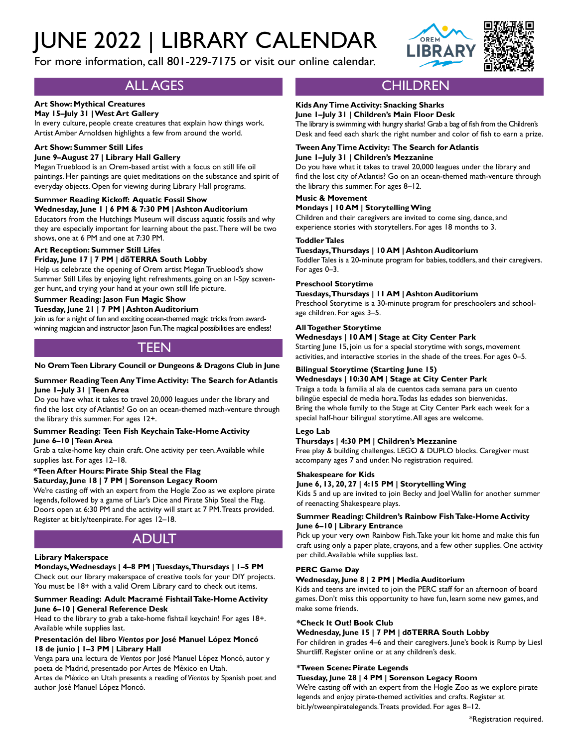# JUNE 2022 | LIBRARY CALENDAR

For more information, call 801-229-7175 or visit our online calendar.

## ALL AGES

**Art Show: Mythical Creatures**
**May 15–July 31 | West Art Gallery**
In every culture, people create creatures that explain how things work. Artist Amber Arnoldsen highlights a few from around the world.

**Art Show: Summer Still Lifes**
**June 9–August 27 | Library Hall Gallery**
Megan Trueblood is an Orem-based artist with a focus on still life oil paintings. Her paintings are quiet meditations on the substance and spirit of everyday objects. Open for viewing during Library Hall programs.

**Summer Reading Kickoff: Aquatic Fossil Show**
**Wednesday, June 1 | 6 PM & 7:30 PM | Ashton Auditorium**
Educators from the Hutchings Museum will discuss aquatic fossils and why they are especially important for learning about the past. There will be two shows, one at 6 PM and one at 7:30 PM.

**Art Reception: Summer Still Lifes**
**Friday, June 17 | 7 PM | dōTERRA South Lobby**
Help us celebrate the opening of Orem artist Megan Trueblood's show Summer Still Lifes by enjoying light refreshments, going on an I-Spy scavenger hunt, and trying your hand at your own still life picture.

**Summer Reading: Jason Fun Magic Show**
**Tuesday, June 21 | 7 PM | Ashton Auditorium**
Join us for a night of fun and exciting ocean-themed magic tricks from award-winning magician and instructor Jason Fun. The magical possibilities are endless!

## TEEN

**No Orem Teen Library Council or Dungeons & Dragons Club in June**

**Summer Reading Teen Any Time Activity: The Search for Atlantis**
**June 1–July 31 | Teen Area**
Do you have what it takes to travel 20,000 leagues under the library and find the lost city of Atlantis? Go on an ocean-themed math-venture through the library this summer. For ages 12+.

**Summer Reading: Teen Fish Keychain Take-Home Activity**
**June 6–10 | Teen Area**
Grab a take-home key chain craft. One activity per teen. Available while supplies last. For ages 12–18.

**\*Teen After Hours: Pirate Ship Steal the Flag**
**Saturday, June 18 | 7 PM | Sorenson Legacy Room**
We're casting off with an expert from the Hogle Zoo as we explore pirate legends, followed by a game of Liar's Dice and Pirate Ship Steal the Flag. Doors open at 6:30 PM and the activity will start at 7 PM. Treats provided. Register at bit.ly/teenpirate. For ages 12–18.

## ADULT

**Library Makerspace**
**Mondays, Wednesdays | 4–8 PM | Tuesdays, Thursdays | 1–5 PM**
Check out our library makerspace of creative tools for your DIY projects. You must be 18+ with a valid Orem Library card to check out items.

**Summer Reading: Adult Macramé Fishtail Take-Home Activity**
**June 6–10 | General Reference Desk**
Head to the library to grab a take-home fishtail keychain! For ages 18+. Available while supplies last.

**Presentación del libro *Vientos* por José Manuel López Moncó**
**18 de junio | 1–3 PM | Library Hall**
Venga para una lectura de *Vientos* por José Manuel López Moncó, autor y poeta de Madrid, presentado por Artes de México en Utah.
Artes de México en Utah presents a reading of *Vientos* by Spanish poet and author José Manuel López Moncó.

## CHILDREN

**Kids Any Time Activity: Snacking Sharks**
**June 1–July 31 | Children's Main Floor Desk**
The library is swimming with hungry sharks! Grab a bag of fish from the Children's Desk and feed each shark the right number and color of fish to earn a prize.

**Tween Any Time Activity: The Search for Atlantis**
**June 1–July 31 | Children's Mezzanine**
Do you have what it takes to travel 20,000 leagues under the library and find the lost city of Atlantis? Go on an ocean-themed math-venture through the library this summer. For ages 8–12.

**Music & Movement**
**Mondays | 10 AM | Storytelling Wing**
Children and their caregivers are invited to come sing, dance, and experience stories with storytellers. For ages 18 months to 3.

**Toddler Tales**
**Tuesdays, Thursdays | 10 AM | Ashton Auditorium**
Toddler Tales is a 20-minute program for babies, toddlers, and their caregivers. For ages 0–3.

**Preschool Storytime**
**Tuesdays, Thursdays | 11 AM | Ashton Auditorium**
Preschool Storytime is a 30-minute program for preschoolers and school-age children. For ages 3–5.

**All Together Storytime**
**Wednesdays | 10 AM | Stage at City Center Park**
Starting June 15, join us for a special storytime with songs, movement activities, and interactive stories in the shade of the trees. For ages 0–5.

**Bilingual Storytime (Starting June 15)**
**Wednesdays | 10:30 AM | Stage at City Center Park**
Traiga a toda la familia al ala de cuentos cada semana para un cuento bilingüe especial de media hora. Todas las edades son bienvenidas.
Bring the whole family to the Stage at City Center Park each week for a special half-hour bilingual storytime. All ages are welcome.

**Lego Lab**
**Thursdays | 4:30 PM | Children's Mezzanine**
Free play & building challenges. LEGO & DUPLO blocks. Caregiver must accompany ages 7 and under. No registration required.

**Shakespeare for Kids**
**June 6, 13, 20, 27 | 4:15 PM | Storytelling Wing**
Kids 5 and up are invited to join Becky and Joel Wallin for another summer of reenacting Shakespeare plays.

**Summer Reading: Children's Rainbow Fish Take-Home Activity**
**June 6–10 | Library Entrance**
Pick up your very own Rainbow Fish. Take your kit home and make this fun craft using only a paper plate, crayons, and a few other supplies. One activity per child. Available while supplies last.

**PERC Game Day**
**Wednesday, June 8 | 2 PM | Media Auditorium**
Kids and teens are invited to join the PERC staff for an afternoon of board games. Don't miss this opportunity to have fun, learn some new games, and make some friends.

**\*Check It Out! Book Club**
**Wednesday, June 15 | 7 PM | dōTERRA South Lobby**
For children in grades 4–6 and their caregivers. June's book is Rump by Liesl Shurtliff. Register online or at any children's desk.

**\*Tween Scene: Pirate Legends**
**Tuesday, June 28 | 4 PM | Sorenson Legacy Room**
We're casting off with an expert from the Hogle Zoo as we explore pirate legends and enjoy pirate-themed activities and crafts. Register at bit.ly/tweenpiratelegends. Treats provided. For ages 8–12.

\*Registration required.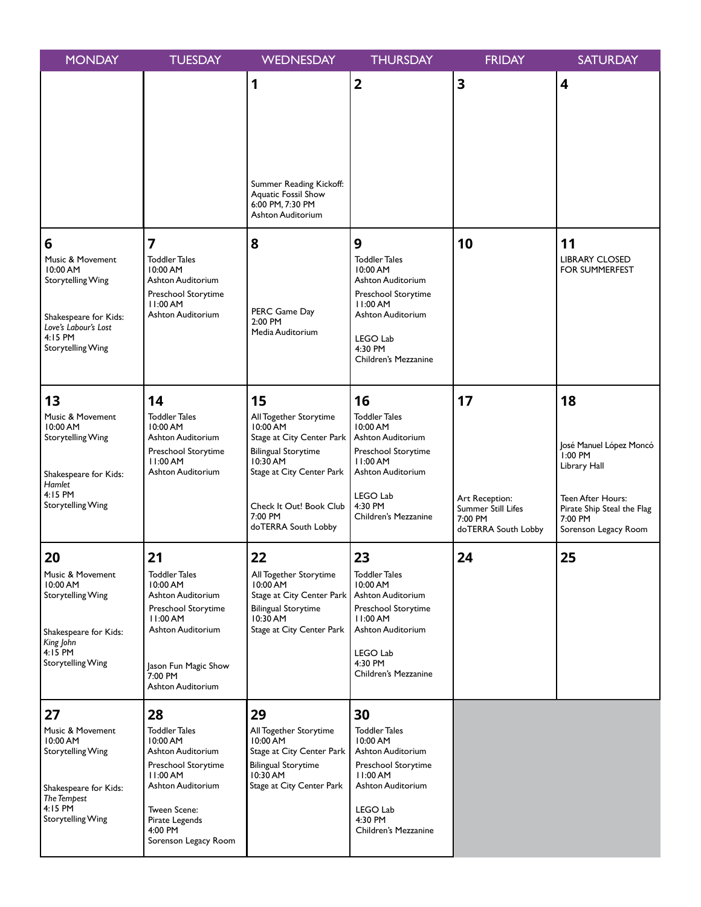| MONDAY | TUESDAY | WEDNESDAY | THURSDAY | FRIDAY | SATURDAY |
| --- | --- | --- | --- | --- | --- |
| | | **1**<br><br>Summer Reading Kickoff: Aquatic Fossil Show<br>6:00 PM, 7:30 PM<br>Ashton Auditorium | **2** | **3** | **4** |
| **6**<br>Music & Movement<br>10:00 AM<br>Storytelling Wing<br><br>Shakespeare for Kids: *Love's Labour's Lost*<br>4:15 PM<br>Storytelling Wing | **7**<br>Toddler Tales<br>10:00 AM<br>Ashton Auditorium<br><br>Preschool Storytime<br>11:00 AM<br>Ashton Auditorium | **8**<br><br>PERC Game Day<br>2:00 PM<br>Media Auditorium | **9**<br>Toddler Tales<br>10:00 AM<br>Ashton Auditorium<br><br>Preschool Storytime<br>11:00 AM<br>Ashton Auditorium<br><br>LEGO Lab<br>4:30 PM<br>Children's Mezzanine | **10** | **11**<br>LIBRARY CLOSED FOR SUMMERFEST |
| **13**<br>Music & Movement<br>10:00 AM<br>Storytelling Wing<br><br>Shakespeare for Kids: *Hamlet*<br>4:15 PM<br>Storytelling Wing | **14**<br>Toddler Tales<br>10:00 AM<br>Ashton Auditorium<br><br>Preschool Storytime<br>11:00 AM<br>Ashton Auditorium | **15**<br>All Together Storytime<br>10:00 AM<br>Stage at City Center Park<br><br>Bilingual Storytime<br>10:30 AM<br>Stage at City Center Park<br><br>Check It Out! Book Club<br>7:00 PM<br>doTERRA South Lobby | **16**<br>Toddler Tales<br>10:00 AM<br>Ashton Auditorium<br><br>Preschool Storytime<br>11:00 AM<br>Ashton Auditorium<br><br>LEGO Lab<br>4:30 PM<br>Children's Mezzanine | **17**<br><br>Art Reception: Summer Still Lifes<br>7:00 PM<br>doTERRA South Lobby | **18**<br>José Manuel López Moncó<br>1:00 PM<br>Library Hall<br><br>Teen After Hours: Pirate Ship Steal the Flag<br>7:00 PM<br>Sorenson Legacy Room |
| **20**<br>Music & Movement<br>10:00 AM<br>Storytelling Wing<br><br>Shakespeare for Kids: *King John*<br>4:15 PM<br>Storytelling Wing | **21**<br>Toddler Tales<br>10:00 AM<br>Ashton Auditorium<br><br>Preschool Storytime<br>11:00 AM<br>Ashton Auditorium<br><br>Jason Fun Magic Show<br>7:00 PM<br>Ashton Auditorium | **22**<br>All Together Storytime<br>10:00 AM<br>Stage at City Center Park<br><br>Bilingual Storytime<br>10:30 AM<br>Stage at City Center Park | **23**<br>Toddler Tales<br>10:00 AM<br>Ashton Auditorium<br><br>Preschool Storytime<br>11:00 AM<br>Ashton Auditorium<br><br>LEGO Lab<br>4:30 PM<br>Children's Mezzanine | **24** | **25** |
| **27**<br>Music & Movement<br>10:00 AM<br>Storytelling Wing<br><br>Shakespeare for Kids: *The Tempest*<br>4:15 PM<br>Storytelling Wing | **28**<br>Toddler Tales<br>10:00 AM<br>Ashton Auditorium<br><br>Preschool Storytime<br>11:00 AM<br>Ashton Auditorium<br><br>Tween Scene: Pirate Legends<br>4:00 PM<br>Sorenson Legacy Room | **29**<br>All Together Storytime<br>10:00 AM<br>Stage at City Center Park<br><br>Bilingual Storytime<br>10:30 AM<br>Stage at City Center Park | **30**<br>Toddler Tales<br>10:00 AM<br>Ashton Auditorium<br><br>Preschool Storytime<br>11:00 AM<br>Ashton Auditorium<br><br>LEGO Lab<br>4:30 PM<br>Children's Mezzanine | | |